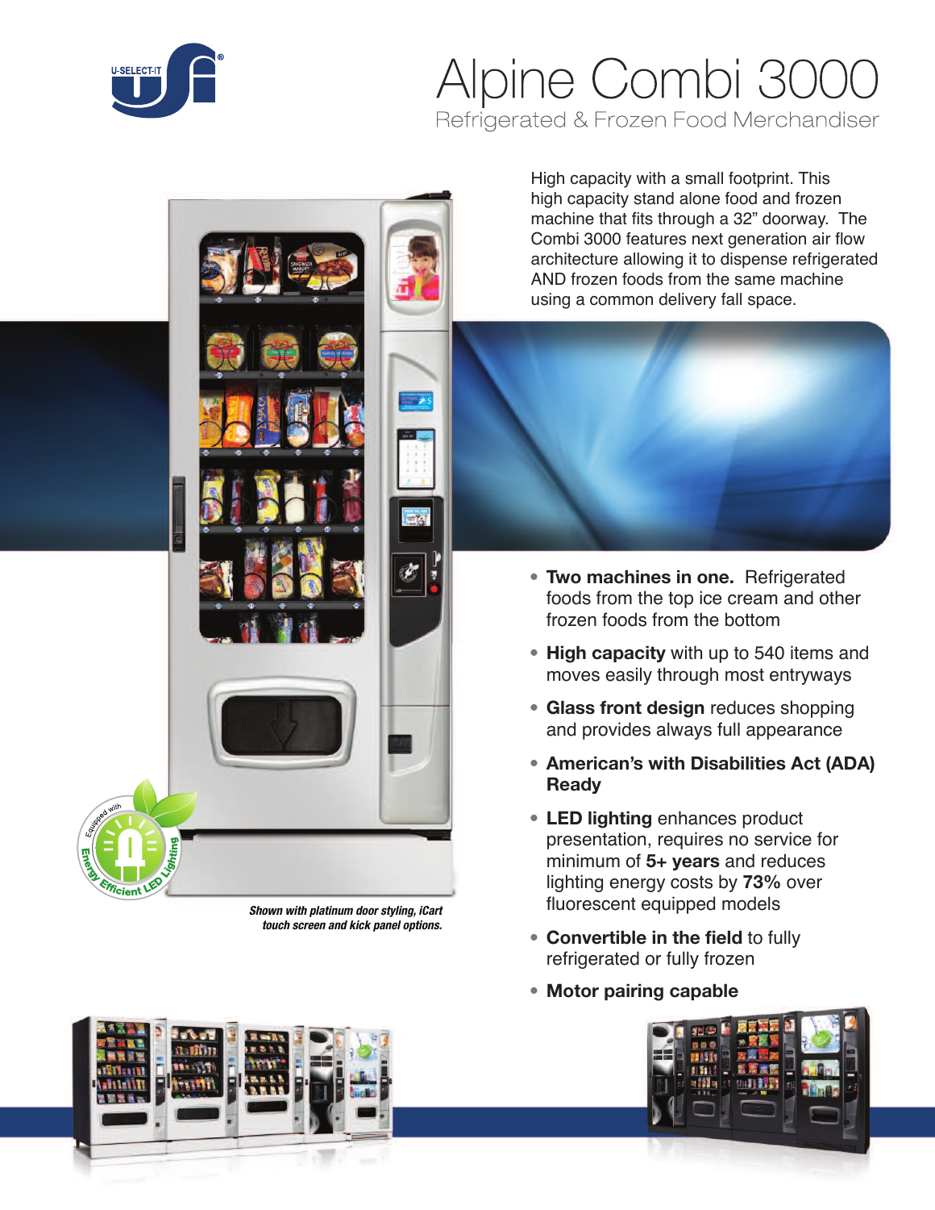# Alpine Combi 3000

## Refrigerated & Frozen Food Merchandiser

High capacity with a small footprint. This high capacity stand alone food and frozen machine that fits through a 32" doorway. The Combi 3000 features next generation air flow architecture allowing it to dispense refrigerated AND frozen foods from the same machine using a common delivery fall space.

- **Two machines in one.** Refrigerated foods from the top ice cream and other frozen foods from the bottom
- **High capacity** with up to 540 items and moves easily through most entryways
- **Glass front design** reduces shopping and provides always full appearance
- **American's with Disabilities Act (ADA) Ready**
- **LED lighting** enhances product presentation, requires no service for minimum of **5+ years** and reduces lighting energy costs by **73%** over fluorescent equipped models
- **Convertible in the field** to fully refrigerated or fully frozen
- **Motor pairing capable**

*Shown with platinum door styling, iCart touch screen and kick panel options.*

Equipped with Energy Efficient LED Lighting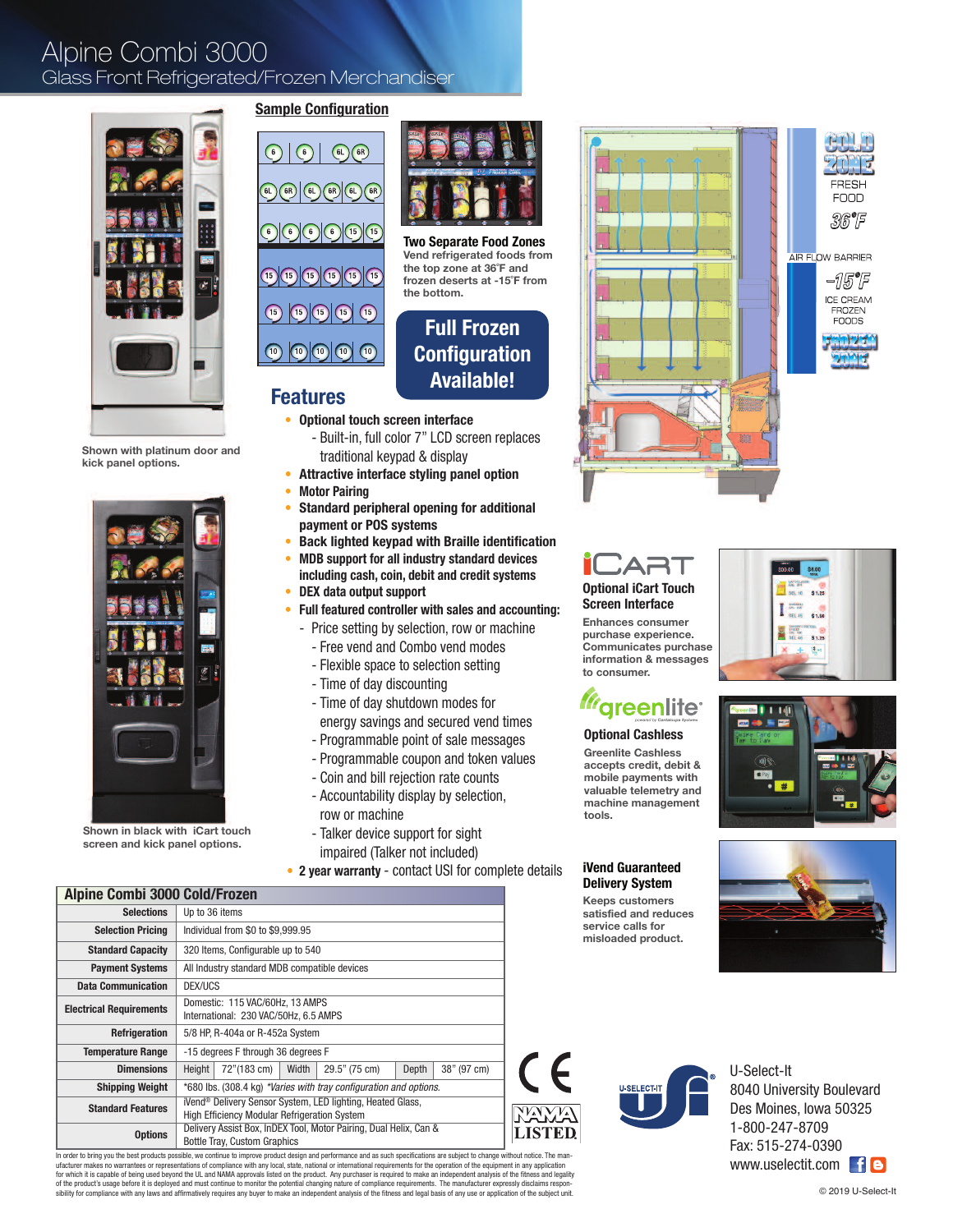# Alpine Combi 3000

## Glass Front Refrigerated/Frozen Merchandiser

Shown with platinum door and kick panel options.

Shown in black with iCart touch screen and kick panel options.

## Sample Configuration

6 6 6L 6R
6L 6R 6L 6R 6L 6R
6 6 6 6 15 15
15 15 15 15 15 15
15 15 15 15 15
10 10 10 10 10

**Two Separate Food Zones**
Vend refrigerated foods from the top zone at 36˚F and frozen deserts at -15˚F from the bottom.

**Full Frozen Configuration Available!**

COLD ZONE
FRESH FOOD
36˚F
AIR FLOW BARRIER
-15˚F
ICE CREAM
FROZEN FOODS
FROZEN ZONE

## Features

- **Optional touch screen interface**
  - Built-in, full color 7" LCD screen replaces traditional keypad & display
- **Attractive interface styling panel option**
- **Motor Pairing**
- **Standard peripheral opening for additional payment or POS systems**
- **Back lighted keypad with Braille identification**
- **MDB support for all industry standard devices including cash, coin, debit and credit systems**
- **DEX data output support**
- **Full featured controller with sales and accounting:**
  - Price setting by selection, row or machine
  - Free vend and Combo vend modes
  - Flexible space to selection setting
  - Time of day discounting
  - Time of day shutdown modes for energy savings and secured vend times
  - Programmable point of sale messages
  - Programmable coupon and token values
  - Coin and bill rejection rate counts
  - Accountability display by selection, row or machine
  - Talker device support for sight impaired (Talker not included)
- **2 year warranty** - contact USI for complete details

iCART

**Optional iCart Touch Screen Interface**
Enhances consumer purchase experience. Communicates purchase information & messages to consumer.

greenlite

**Optional Cashless**
Greenlite Cashless accepts credit, debit & mobile payments with valuable telemetry and machine management tools.

**iVend Guaranteed Delivery System**
Keeps customers satisfied and reduces service calls for misloaded product.

## Alpine Combi 3000 Cold/Frozen

| | | | | | |
|---|---|---|---|---|---|
| **Selections** | Up to 36 items | | | | |
| **Selection Pricing** | Individual from $0 to $9,999.95 | | | | |
| **Standard Capacity** | 320 Items, Configurable up to 540 | | | | |
| **Payment Systems** | All Industry standard MDB compatible devices | | | | |
| **Data Communication** | DEX/UCS | | | | |
| **Electrical Requirements** | Domestic: 115 VAC/60Hz, 13 AMPS<br>International: 230 VAC/50Hz, 6.5 AMPS | | | | |
| **Refrigeration** | 5/8 HP, R-404a or R-452a System | | | | |
| **Temperature Range** | -15 degrees F through 36 degrees F | | | | |
| **Dimensions** | Height 72"(183 cm) | Width | 29.5" (75 cm) | Depth | 38" (97 cm) |
| **Shipping Weight** | *680 lbs. (308.4 kg) *Varies with tray configuration and options.* | | | | |
| **Standard Features** | iVend® Delivery Sensor System, LED lighting, Heated Glass, High Efficiency Modular Refrigeration System | | | | |
| **Options** | Delivery Assist Box, InDEX Tool, Motor Pairing, Dual Helix, Can & Bottle Tray, Custom Graphics | | | | |

In order to bring you the best products possible, we continue to improve product design and performance and as such specifications are subject to change without notice. The manufacturer makes no warrantees or representations of compliance with any local, state, national or international requirements for the operation of the equipment in any application for which it is capable of being used beyond the UL and NAMA approvals listed on the product. Any purchaser is required to make an independent analysis of the fitness and legality of the product's usage before it is deployed and must continue to monitor the potential changing nature of compliance requirements. The manufacturer expressly disclaims responsibility for compliance with any laws and affirmatively requires any buyer to make an independent analysis of the fitness and legal basis of any use or application of the subject unit.

CE
NAMA LISTED

U-Select-It
8040 University Boulevard
Des Moines, Iowa 50325
1-800-247-8709
Fax: 515-274-0390
www.uselectit.com

© 2019 U-Select-It